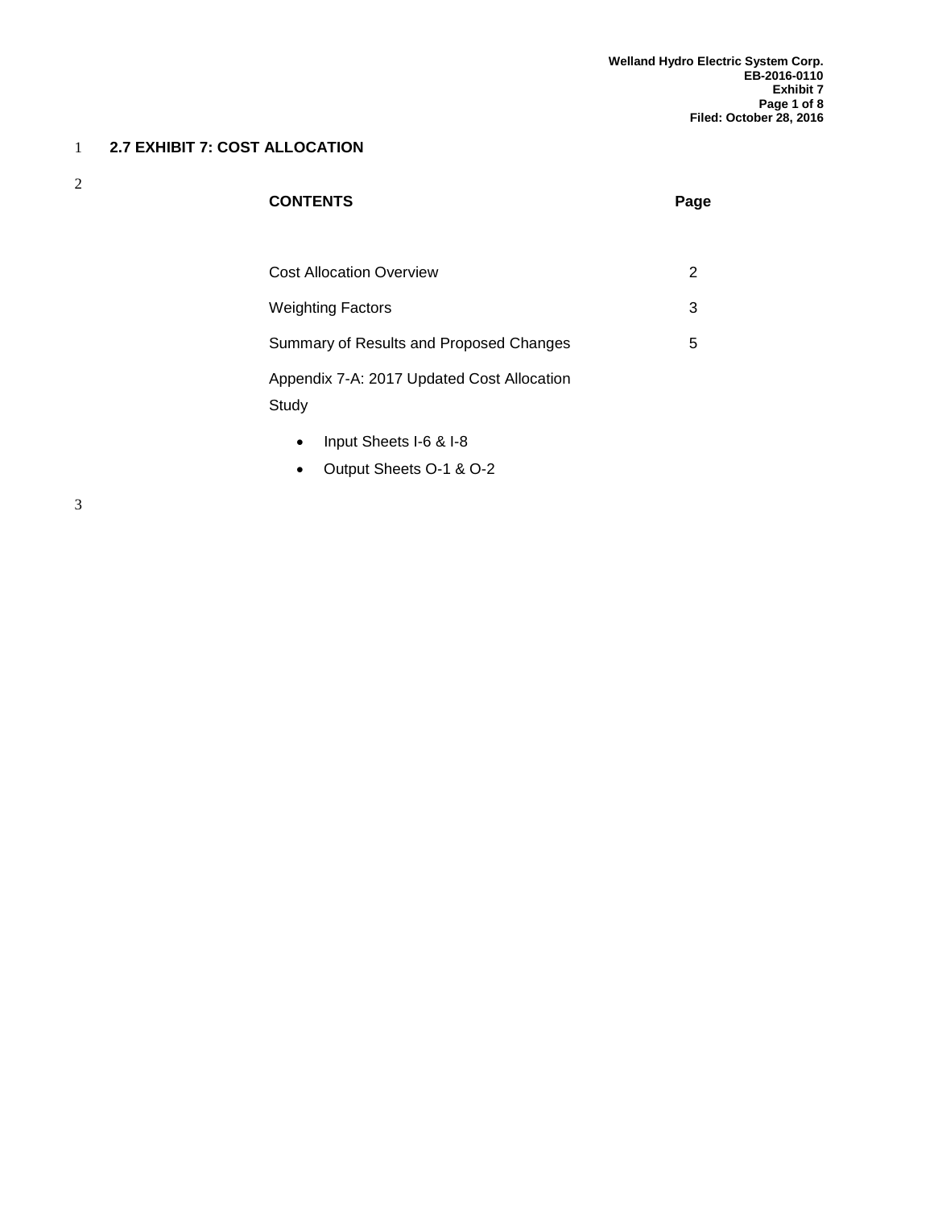# 2.7 EXHIBIT 7: COST ALLOCATION

| CONTENTS | Page |
|---|---|
| Cost Allocation Overview | 2 |
| Weighting Factors | 3 |
| Summary of Results and Proposed Changes | 5 |
| Appendix 7-A: 2017 Updated Cost Allocation Study | |

- Input Sheets I-6 & I-8
- Output Sheets O-1 & O-2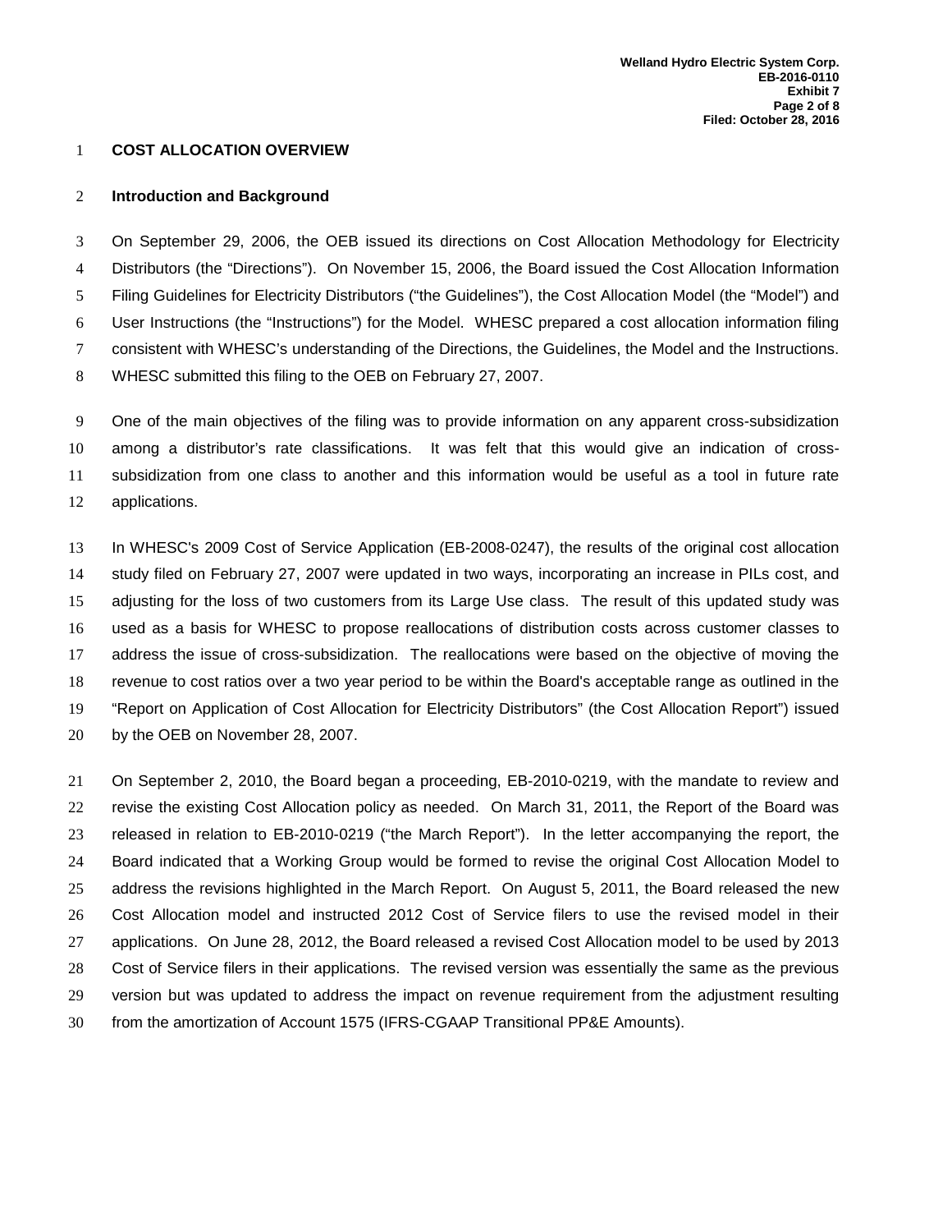## COST ALLOCATION OVERVIEW

### Introduction and Background

On September 29, 2006, the OEB issued its directions on Cost Allocation Methodology for Electricity Distributors (the "Directions"). On November 15, 2006, the Board issued the Cost Allocation Information Filing Guidelines for Electricity Distributors ("the Guidelines"), the Cost Allocation Model (the "Model") and User Instructions (the "Instructions") for the Model. WHESC prepared a cost allocation information filing consistent with WHESC's understanding of the Directions, the Guidelines, the Model and the Instructions. WHESC submitted this filing to the OEB on February 27, 2007.

One of the main objectives of the filing was to provide information on any apparent cross-subsidization among a distributor's rate classifications. It was felt that this would give an indication of cross-subsidization from one class to another and this information would be useful as a tool in future rate applications.

In WHESC's 2009 Cost of Service Application (EB-2008-0247), the results of the original cost allocation study filed on February 27, 2007 were updated in two ways, incorporating an increase in PILs cost, and adjusting for the loss of two customers from its Large Use class. The result of this updated study was used as a basis for WHESC to propose reallocations of distribution costs across customer classes to address the issue of cross-subsidization. The reallocations were based on the objective of moving the revenue to cost ratios over a two year period to be within the Board's acceptable range as outlined in the "Report on Application of Cost Allocation for Electricity Distributors" (the Cost Allocation Report") issued by the OEB on November 28, 2007.

On September 2, 2010, the Board began a proceeding, EB-2010-0219, with the mandate to review and revise the existing Cost Allocation policy as needed. On March 31, 2011, the Report of the Board was released in relation to EB-2010-0219 ("the March Report"). In the letter accompanying the report, the Board indicated that a Working Group would be formed to revise the original Cost Allocation Model to address the revisions highlighted in the March Report. On August 5, 2011, the Board released the new Cost Allocation model and instructed 2012 Cost of Service filers to use the revised model in their applications. On June 28, 2012, the Board released a revised Cost Allocation model to be used by 2013 Cost of Service filers in their applications. The revised version was essentially the same as the previous version but was updated to address the impact on revenue requirement from the adjustment resulting from the amortization of Account 1575 (IFRS-CGAAP Transitional PP&E Amounts).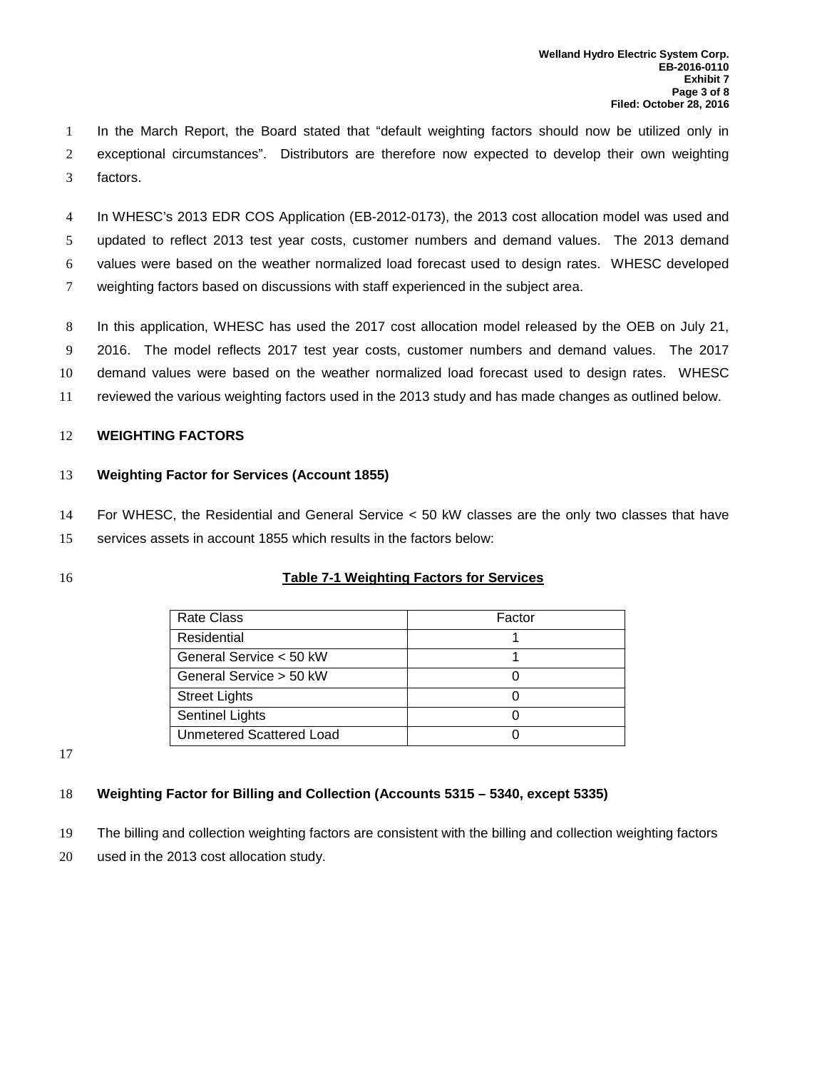In the March Report, the Board stated that "default weighting factors should now be utilized only in exceptional circumstances". Distributors are therefore now expected to develop their own weighting factors.

In WHESC's 2013 EDR COS Application (EB-2012-0173), the 2013 cost allocation model was used and updated to reflect 2013 test year costs, customer numbers and demand values. The 2013 demand values were based on the weather normalized load forecast used to design rates. WHESC developed weighting factors based on discussions with staff experienced in the subject area.

In this application, WHESC has used the 2017 cost allocation model released by the OEB on July 21, 2016. The model reflects 2017 test year costs, customer numbers and demand values. The 2017 demand values were based on the weather normalized load forecast used to design rates. WHESC reviewed the various weighting factors used in the 2013 study and has made changes as outlined below.

## WEIGHTING FACTORS

### Weighting Factor for Services (Account 1855)

For WHESC, the Residential and General Service < 50 kW classes are the only two classes that have services assets in account 1855 which results in the factors below:

**Table 7-1 Weighting Factors for Services**

| Rate Class | Factor |
|---|---|
| Residential | 1 |
| General Service < 50 kW | 1 |
| General Service > 50 kW | 0 |
| Street Lights | 0 |
| Sentinel Lights | 0 |
| Unmetered Scattered Load | 0 |

### Weighting Factor for Billing and Collection (Accounts 5315 – 5340, except 5335)

The billing and collection weighting factors are consistent with the billing and collection weighting factors used in the 2013 cost allocation study.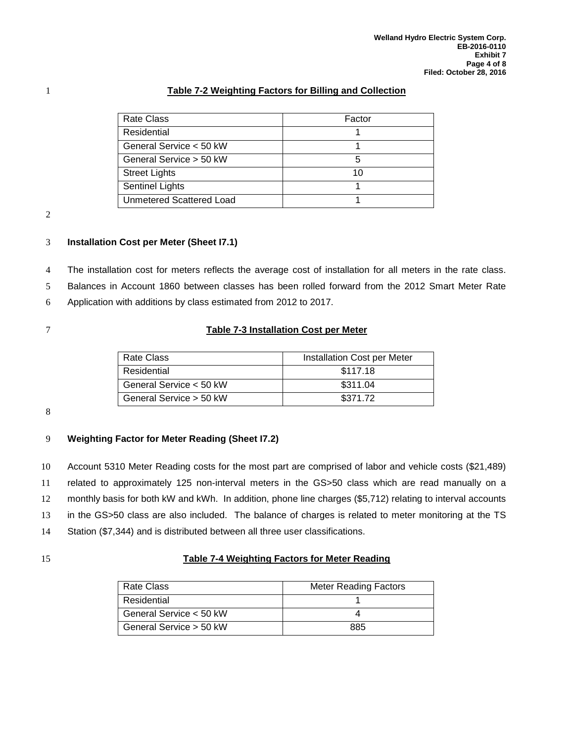**Table 7-2 Weighting Factors for Billing and Collection**

| Rate Class | Factor |
|---|---|
| Residential | 1 |
| General Service < 50 kW | 1 |
| General Service > 50 kW | 5 |
| Street Lights | 10 |
| Sentinel Lights | 1 |
| Unmetered Scattered Load | 1 |

### Installation Cost per Meter (Sheet I7.1)

The installation cost for meters reflects the average cost of installation for all meters in the rate class. Balances in Account 1860 between classes has been rolled forward from the 2012 Smart Meter Rate Application with additions by class estimated from 2012 to 2017.

**Table 7-3 Installation Cost per Meter**

| Rate Class | Installation Cost per Meter |
|---|---|
| Residential | $117.18 |
| General Service < 50 kW | $311.04 |
| General Service > 50 kW | $371.72 |

### Weighting Factor for Meter Reading (Sheet I7.2)

Account 5310 Meter Reading costs for the most part are comprised of labor and vehicle costs ($21,489) related to approximately 125 non-interval meters in the GS>50 class which are read manually on a monthly basis for both kW and kWh. In addition, phone line charges ($5,712) relating to interval accounts in the GS>50 class are also included. The balance of charges is related to meter monitoring at the TS Station ($7,344) and is distributed between all three user classifications.

**Table 7-4 Weighting Factors for Meter Reading**

| Rate Class | Meter Reading Factors |
|---|---|
| Residential | 1 |
| General Service < 50 kW | 4 |
| General Service > 50 kW | 885 |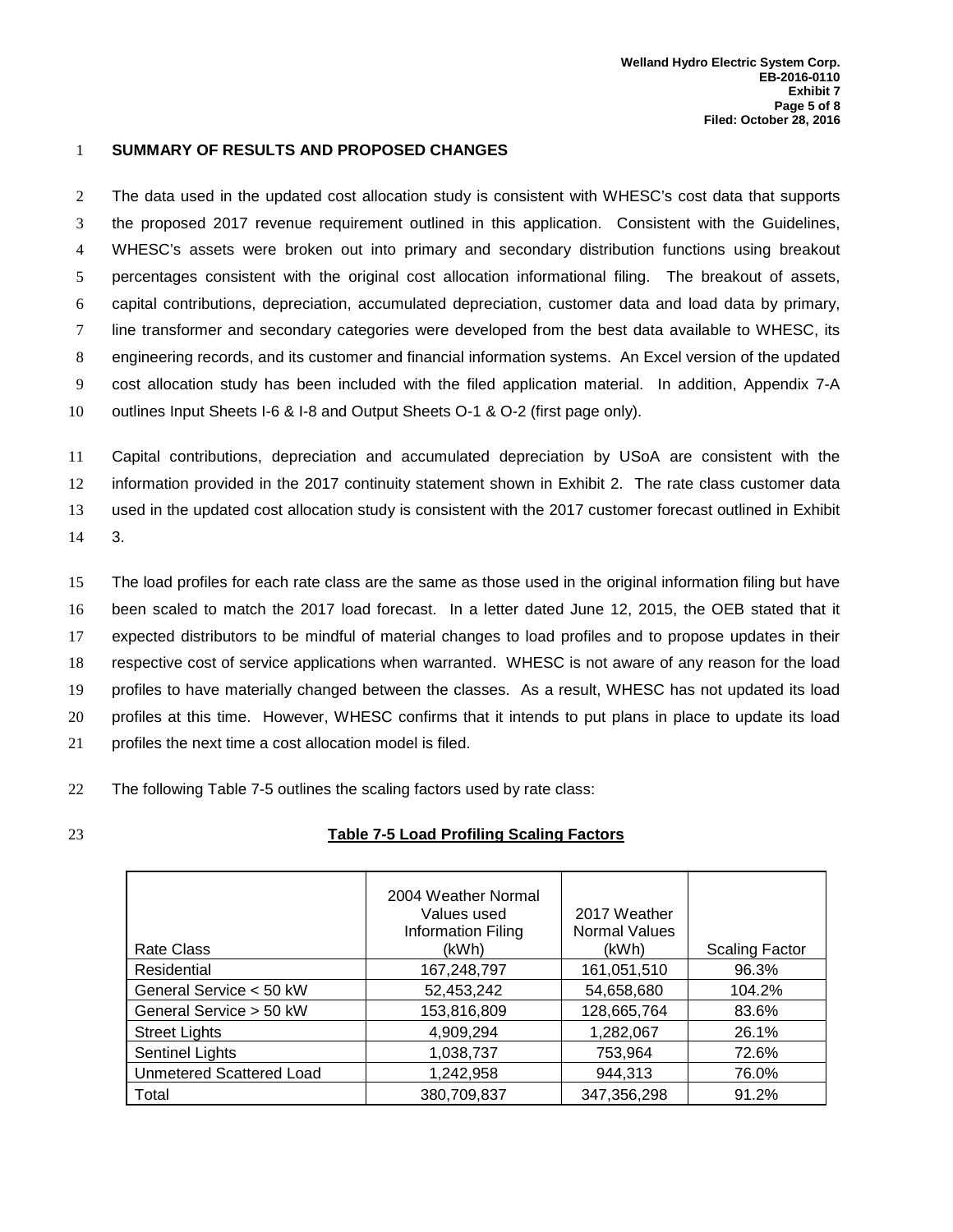## SUMMARY OF RESULTS AND PROPOSED CHANGES

The data used in the updated cost allocation study is consistent with WHESC's cost data that supports the proposed 2017 revenue requirement outlined in this application. Consistent with the Guidelines, WHESC's assets were broken out into primary and secondary distribution functions using breakout percentages consistent with the original cost allocation informational filing. The breakout of assets, capital contributions, depreciation, accumulated depreciation, customer data and load data by primary, line transformer and secondary categories were developed from the best data available to WHESC, its engineering records, and its customer and financial information systems. An Excel version of the updated cost allocation study has been included with the filed application material. In addition, Appendix 7-A outlines Input Sheets I-6 & I-8 and Output Sheets O-1 & O-2 (first page only).

Capital contributions, depreciation and accumulated depreciation by USoA are consistent with the information provided in the 2017 continuity statement shown in Exhibit 2. The rate class customer data used in the updated cost allocation study is consistent with the 2017 customer forecast outlined in Exhibit 3.

The load profiles for each rate class are the same as those used in the original information filing but have been scaled to match the 2017 load forecast. In a letter dated June 12, 2015, the OEB stated that it expected distributors to be mindful of material changes to load profiles and to propose updates in their respective cost of service applications when warranted. WHESC is not aware of any reason for the load profiles to have materially changed between the classes. As a result, WHESC has not updated its load profiles at this time. However, WHESC confirms that it intends to put plans in place to update its load profiles the next time a cost allocation model is filed.

The following Table 7-5 outlines the scaling factors used by rate class:

**Table 7-5 Load Profiling Scaling Factors**

| Rate Class | 2004 Weather Normal Values used Information Filing (kWh) | 2017 Weather Normal Values (kWh) | Scaling Factor |
|---|---|---|---|
| Residential | 167,248,797 | 161,051,510 | 96.3% |
| General Service < 50 kW | 52,453,242 | 54,658,680 | 104.2% |
| General Service > 50 kW | 153,816,809 | 128,665,764 | 83.6% |
| Street Lights | 4,909,294 | 1,282,067 | 26.1% |
| Sentinel Lights | 1,038,737 | 753,964 | 72.6% |
| Unmetered Scattered Load | 1,242,958 | 944,313 | 76.0% |
| Total | 380,709,837 | 347,356,298 | 91.2% |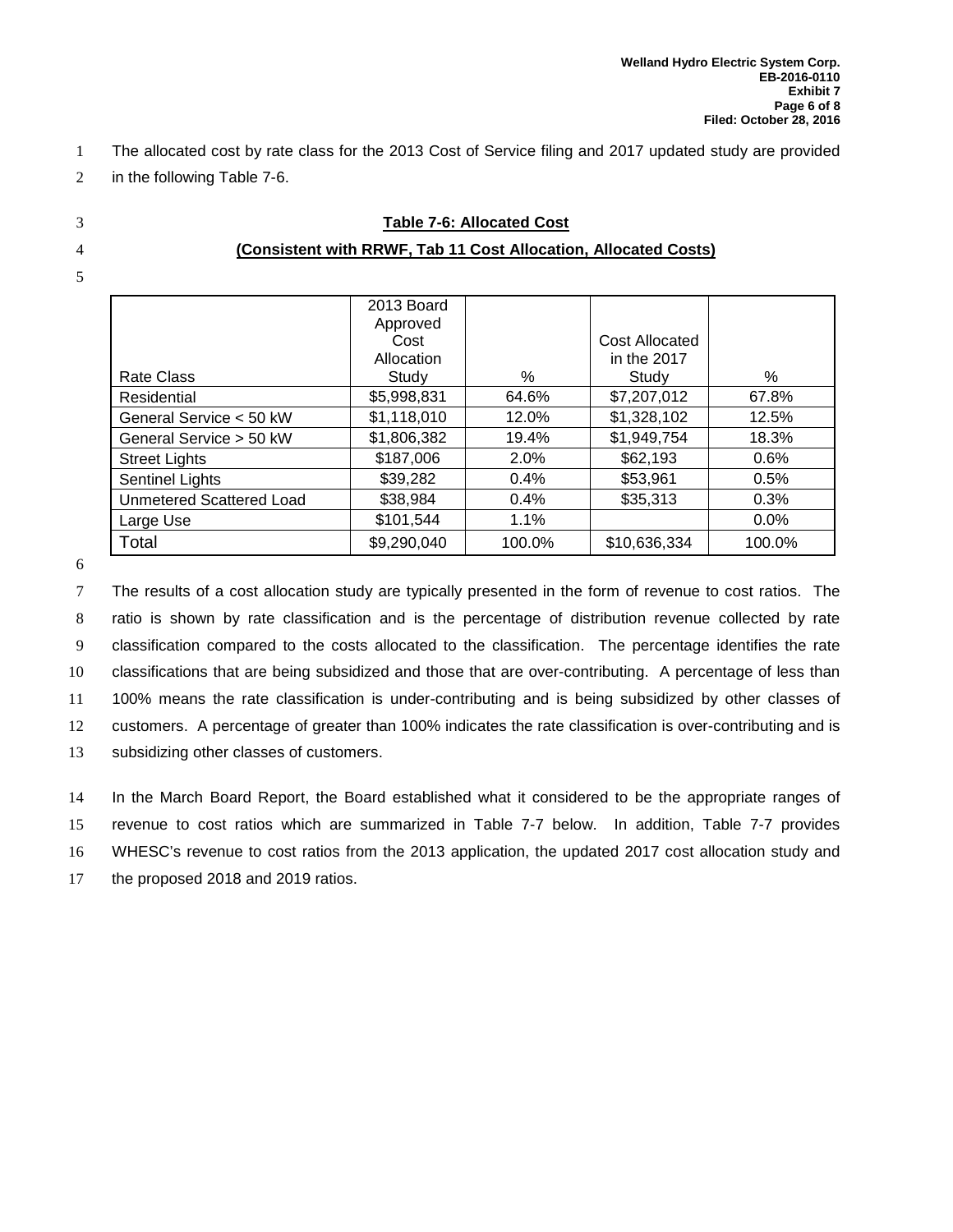The allocated cost by rate class for the 2013 Cost of Service filing and 2017 updated study are provided in the following Table 7-6.

**Table 7-6: Allocated Cost**

**(Consistent with RRWF, Tab 11 Cost Allocation, Allocated Costs)**

| Rate Class | 2013 Board Approved Cost Allocation Study | % | Cost Allocated in the 2017 Study | % |
|---|---|---|---|---|
| Residential | $5,998,831 | 64.6% | $7,207,012 | 67.8% |
| General Service < 50 kW | $1,118,010 | 12.0% | $1,328,102 | 12.5% |
| General Service > 50 kW | $1,806,382 | 19.4% | $1,949,754 | 18.3% |
| Street Lights | $187,006 | 2.0% | $62,193 | 0.6% |
| Sentinel Lights | $39,282 | 0.4% | $53,961 | 0.5% |
| Unmetered Scattered Load | $38,984 | 0.4% | $35,313 | 0.3% |
| Large Use | $101,544 | 1.1% | | 0.0% |
| Total | $9,290,040 | 100.0% | $10,636,334 | 100.0% |

The results of a cost allocation study are typically presented in the form of revenue to cost ratios. The ratio is shown by rate classification and is the percentage of distribution revenue collected by rate classification compared to the costs allocated to the classification. The percentage identifies the rate classifications that are being subsidized and those that are over-contributing. A percentage of less than 100% means the rate classification is under-contributing and is being subsidized by other classes of customers. A percentage of greater than 100% indicates the rate classification is over-contributing and is subsidizing other classes of customers.

In the March Board Report, the Board established what it considered to be the appropriate ranges of revenue to cost ratios which are summarized in Table 7-7 below. In addition, Table 7-7 provides WHESC's revenue to cost ratios from the 2013 application, the updated 2017 cost allocation study and the proposed 2018 and 2019 ratios.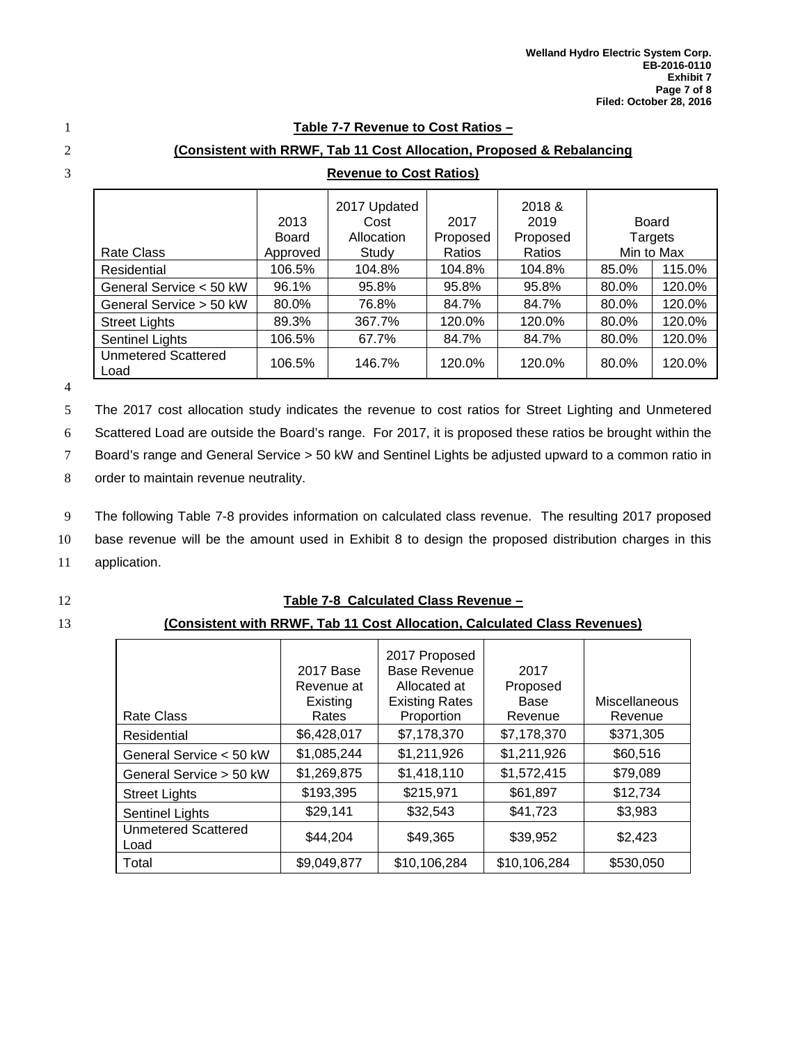**Table 7-7 Revenue to Cost Ratios –**

**(Consistent with RRWF, Tab 11 Cost Allocation, Proposed & Rebalancing Revenue to Cost Ratios)**

| Rate Class | 2013 Board Approved | 2017 Updated Cost Allocation Study | 2017 Proposed Ratios | 2018 & 2019 Proposed Ratios | Board Targets Min to Max | |
|---|---|---|---|---|---|---|
| Residential | 106.5% | 104.8% | 104.8% | 104.8% | 85.0% | 115.0% |
| General Service < 50 kW | 96.1% | 95.8% | 95.8% | 95.8% | 80.0% | 120.0% |
| General Service > 50 kW | 80.0% | 76.8% | 84.7% | 84.7% | 80.0% | 120.0% |
| Street Lights | 89.3% | 367.7% | 120.0% | 120.0% | 80.0% | 120.0% |
| Sentinel Lights | 106.5% | 67.7% | 84.7% | 84.7% | 80.0% | 120.0% |
| Unmetered Scattered Load | 106.5% | 146.7% | 120.0% | 120.0% | 80.0% | 120.0% |

The 2017 cost allocation study indicates the revenue to cost ratios for Street Lighting and Unmetered Scattered Load are outside the Board's range. For 2017, it is proposed these ratios be brought within the Board's range and General Service > 50 kW and Sentinel Lights be adjusted upward to a common ratio in order to maintain revenue neutrality.

The following Table 7-8 provides information on calculated class revenue. The resulting 2017 proposed base revenue will be the amount used in Exhibit 8 to design the proposed distribution charges in this application.

**Table 7-8 Calculated Class Revenue –**

**(Consistent with RRWF, Tab 11 Cost Allocation, Calculated Class Revenues)**

| Rate Class | 2017 Base Revenue at Existing Rates | 2017 Proposed Base Revenue Allocated at Existing Rates Proportion | 2017 Proposed Base Revenue | Miscellaneous Revenue |
|---|---|---|---|---|
| Residential | $6,428,017 | $7,178,370 | $7,178,370 | $371,305 |
| General Service < 50 kW | $1,085,244 | $1,211,926 | $1,211,926 | $60,516 |
| General Service > 50 kW | $1,269,875 | $1,418,110 | $1,572,415 | $79,089 |
| Street Lights | $193,395 | $215,971 | $61,897 | $12,734 |
| Sentinel Lights | $29,141 | $32,543 | $41,723 | $3,983 |
| Unmetered Scattered Load | $44,204 | $49,365 | $39,952 | $2,423 |
| Total | $9,049,877 | $10,106,284 | $10,106,284 | $530,050 |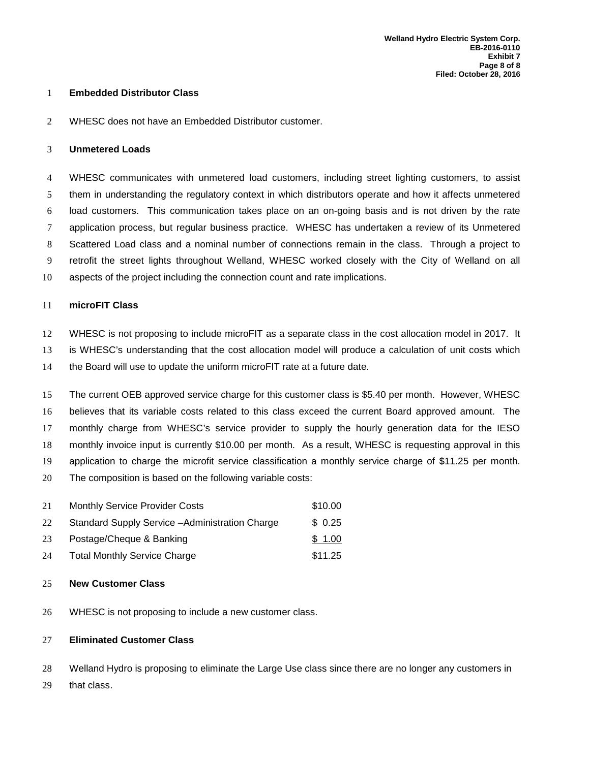**Embedded Distributor Class**

WHESC does not have an Embedded Distributor customer.

**Unmetered Loads**

WHESC communicates with unmetered load customers, including street lighting customers, to assist them in understanding the regulatory context in which distributors operate and how it affects unmetered load customers. This communication takes place on an on-going basis and is not driven by the rate application process, but regular business practice. WHESC has undertaken a review of its Unmetered Scattered Load class and a nominal number of connections remain in the class. Through a project to retrofit the street lights throughout Welland, WHESC worked closely with the City of Welland on all aspects of the project including the connection count and rate implications.

**microFIT Class**

WHESC is not proposing to include microFIT as a separate class in the cost allocation model in 2017. It is WHESC's understanding that the cost allocation model will produce a calculation of unit costs which the Board will use to update the uniform microFIT rate at a future date.

The current OEB approved service charge for this customer class is $5.40 per month. However, WHESC believes that its variable costs related to this class exceed the current Board approved amount. The monthly charge from WHESC's service provider to supply the hourly generation data for the IESO monthly invoice input is currently $10.00 per month. As a result, WHESC is requesting approval in this application to charge the microfit service classification a monthly service charge of $11.25 per month. The composition is based on the following variable costs:

| | |
|---|---|
| Monthly Service Provider Costs | $10.00 |
| Standard Supply Service –Administration Charge | $ 0.25 |
| Postage/Cheque & Banking | $ 1.00 |
| Total Monthly Service Charge | $11.25 |

**New Customer Class**

WHESC is not proposing to include a new customer class.

**Eliminated Customer Class**

Welland Hydro is proposing to eliminate the Large Use class since there are no longer any customers in that class.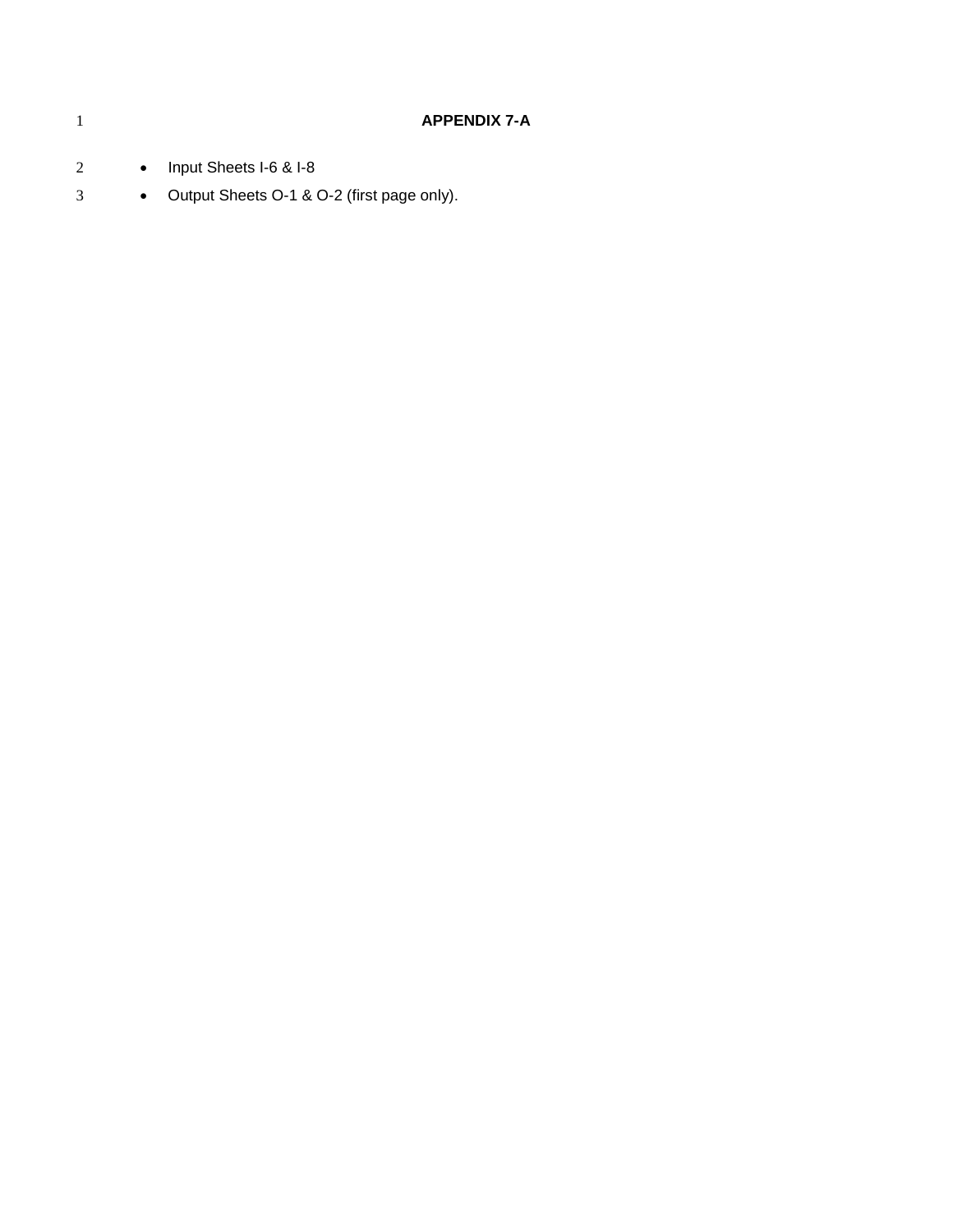# APPENDIX 7-A

- Input Sheets I-6 & I-8
- Output Sheets O-1 & O-2 (first page only).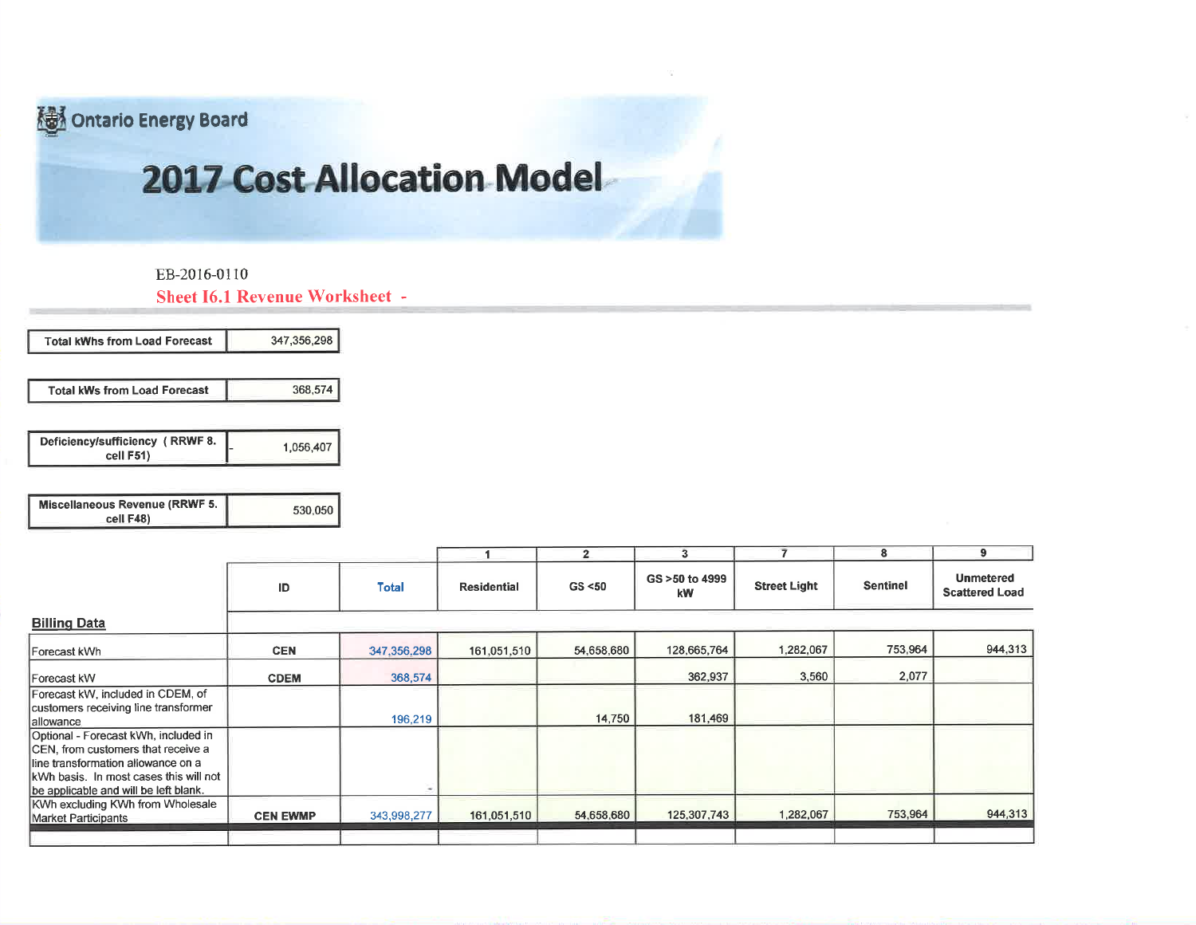Ontario Energy Board

# 2017 Cost Allocation Model

EB-2016-0110

## Sheet I6.1 Revenue Worksheet -

| Total kWhs from Load Forecast | 347,356,298 |
|---|---|

| Total kWs from Load Forecast | 368,574 |
|---|---|

| Deficiency/sufficiency ( RRWF 8. cell F51) | - 1,056,407 |
|---|---|

| Miscellaneous Revenue (RRWF 5. cell F48) | 530,050 |
|---|---|

| | | | 1 | 2 | 3 | 7 | 8 | 9 |
|---|---|---|---|---|---|---|---|---|
| | ID | Total | Residential | GS <50 | GS >50 to 4999 kW | Street Light | Sentinel | Unmetered Scattered Load |
| **Billing Data** | | | | | | | | |
| Forecast kWh | CEN | 347,356,298 | 161,051,510 | 54,658,680 | 128,665,764 | 1,282,067 | 753,964 | 944,313 |
| Forecast kW | CDEM | 368,574 | | | 362,937 | 3,560 | 2,077 | |
| Forecast kW, included in CDEM, of customers receiving line transformer allowance | | 196,219 | | 14,750 | 181,469 | | | |
| Optional - Forecast kWh, included in CEN, from customers that receive a line transformation allowance on a kWh basis. In most cases this will not be applicable and will be left blank. | | - | | | | | | |
| KWh excluding KWh from Wholesale Market Participants | CEN EWMP | 343,998,277 | 161,051,510 | 54,658,680 | 125,307,743 | 1,282,067 | 753,964 | 944,313 |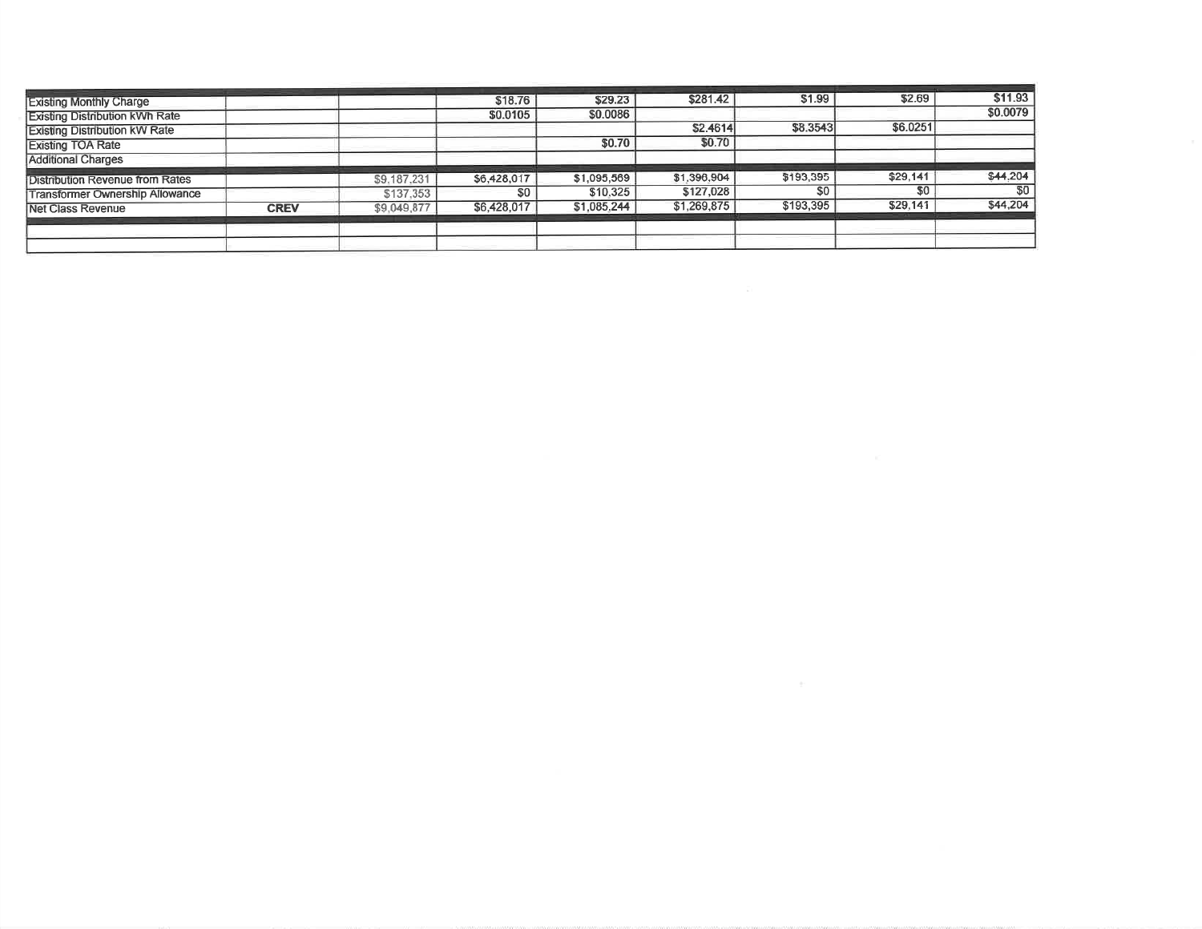| | | | | | | | | |
|---|---|---|---|---|---|---|---|---|
| Existing Monthly Charge | | | $18.76 | $29.23 | $281.42 | $1.99 | $2.69 | $11.93 |
| Existing Distribution kWh Rate | | | $0.0105 | $0.0086 | | | | $0.0079 |
| Existing Distribution kW Rate | | | | | $2.4614 | $8.3543 | $6.0251 | |
| Existing TOA Rate | | | | $0.70 | $0.70 | | | |
| Additional Charges | | | | | | | | |
| Distribution Revenue from Rates | | $9,187,231 | $6,428,017 | $1,095,569 | $1,396,904 | $193,395 | $29,141 | $44,204 |
| Transformer Ownership Allowance | | $137,353 | $0 | $10,325 | $127,028 | $0 | $0 | $0 |
| Net Class Revenue | **CREV** | $9,049,877 | $6,428,017 | $1,085,244 | $1,269,875 | $193,395 | $29,141 | $44,204 |
| | | | | | | | | |
| | | | | | | | | |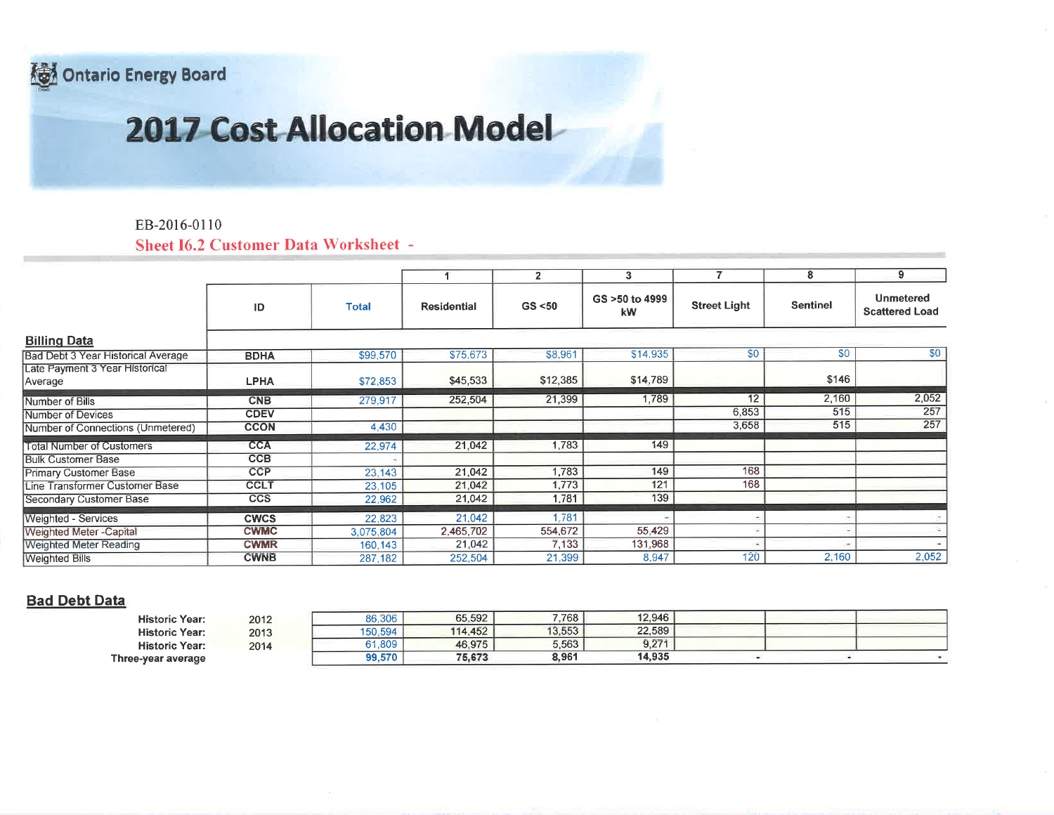Ontario Energy Board

# 2017 Cost Allocation Model

EB-2016-0110

## Sheet I6.2 Customer Data Worksheet -

| | ID | Total | 1<br>Residential | 2<br>GS <50 | 3<br>GS >50 to 4999 kW | 7<br>Street Light | 8<br>Sentinel | 9<br>Unmetered Scattered Load |
|---|---|---|---|---|---|---|---|---|
| **Billing Data** | | | | | | | | |
| Bad Debt 3 Year Historical Average | BDHA | $99,570 | $75,673 | $8,961 | $14,935 | $0 | $0 | $0 |
| Late Payment 3 Year Historical Average | LPHA | $72,853 | $45,533 | $12,385 | $14,789 | | $146 | |
| Number of Bills | CNB | 279,917 | 252,504 | 21,399 | 1,789 | 12 | 2,160 | 2,052 |
| Number of Devices | CDEV | | | | | 6,853 | 515 | 257 |
| Number of Connections (Unmetered) | CCON | 4,430 | | | | 3,658 | 515 | 257 |
| Total Number of Customers | CCA | 22,974 | 21,042 | 1,783 | 149 | | | |
| Bulk Customer Base | CCB | - | | | | | | |
| Primary Customer Base | CCP | 23,143 | 21,042 | 1,783 | 149 | 168 | | |
| Line Transformer Customer Base | CCLT | 23,105 | 21,042 | 1,773 | 121 | 168 | | |
| Secondary Customer Base | CCS | 22,962 | 21,042 | 1,781 | 139 | | | |
| Weighted - Services | CWCS | 22,823 | 21,042 | 1,781 | - | - | - | - |
| Weighted Meter -Capital | CWMC | 3,075,804 | 2,465,702 | 554,672 | 55,429 | - | - | - |
| Weighted Meter Reading | CWMR | 160,143 | 21,042 | 7,133 | 131,968 | - | - | - |
| Weighted Bills | CWNB | 287,182 | 252,504 | 21,399 | 8,947 | 120 | 2,160 | 2,052 |

## Bad Debt Data

| | | Total | Residential | GS <50 | GS >50 to 4999 kW | Street Light | Sentinel | Unmetered Scattered Load |
|---|---|---|---|---|---|---|---|---|
| Historic Year: | 2012 | 86,306 | 65,592 | 7,768 | 12,946 | | | |
| Historic Year: | 2013 | 150,594 | 114,452 | 13,553 | 22,589 | | | |
| Historic Year: | 2014 | 61,809 | 46,975 | 5,563 | 9,271 | | | |
| Three-year average | | 99,570 | 75,673 | 8,961 | 14,935 | - | - | - |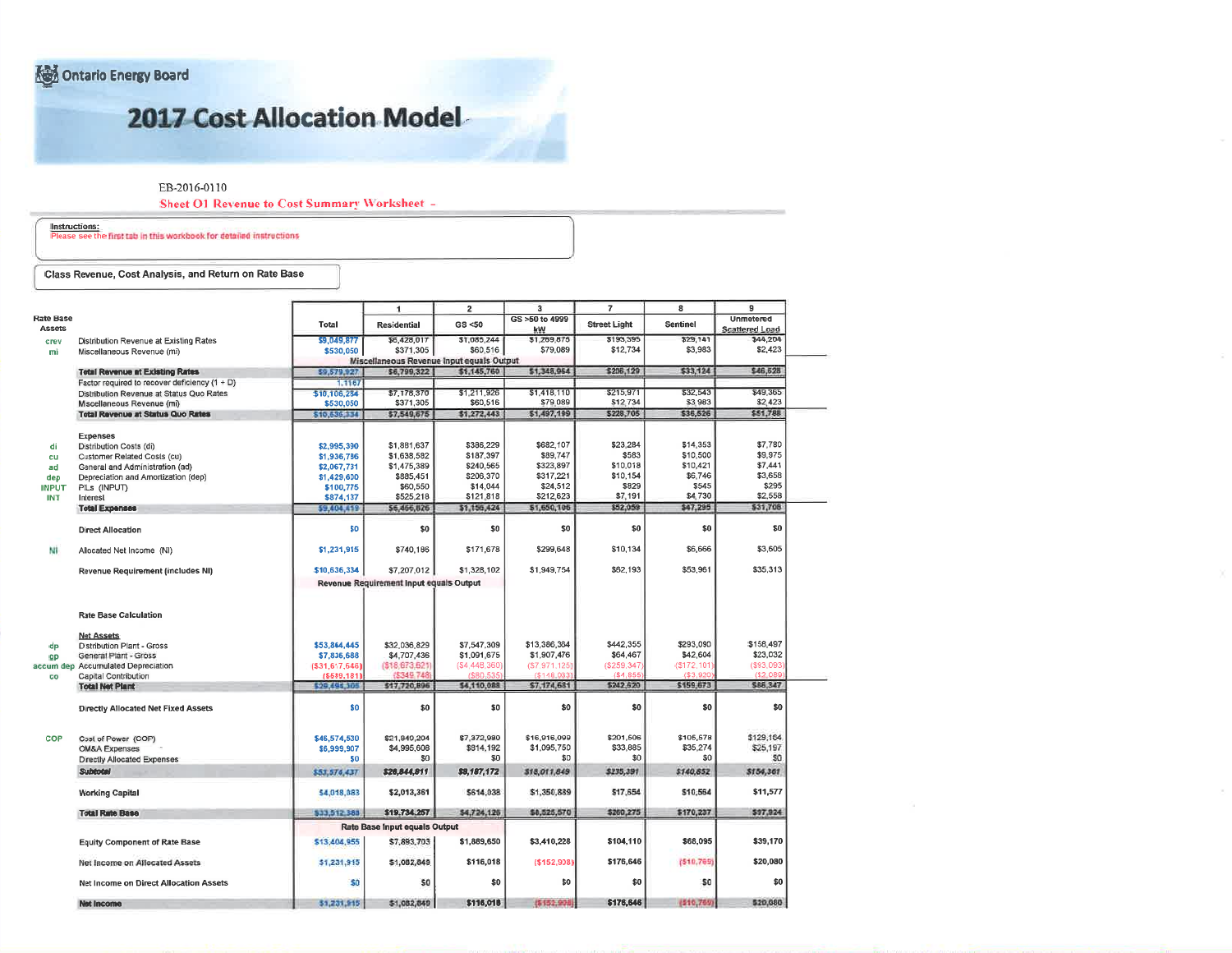Ontario Energy Board

# 2017 Cost Allocation Model

EB-2016-0110

## Sheet O1 Revenue to Cost Summary Worksheet -

**Instructions:**
Please see the first tab in this workbook for detailed instructions

### Class Revenue, Cost Analysis, and Return on Rate Base

| Rate Base Assets | | Total | 1 Residential | 2 GS <50 | 3 GS >50 to 4999 kW | 7 Street Light | 8 Sentinel | 9 Unmetered Scattered Load |
|---|---|---|---|---|---|---|---|---|
| crev | Distribution Revenue at Existing Rates | $9,049,877 | $6,428,017 | $1,085,244 | $1,269,875 | $193,395 | $29,141 | $44,204 |
| mi | Miscellaneous Revenue (mi) | $530,050 | $371,305 | $60,516 | $79,089 | $12,734 | $3,983 | $2,423 |
| | Miscellaneous Revenue Input equals Output | | | | | | | |
| | **Total Revenue at Existing Rates** | $9,579,927 | $6,799,322 | $1,145,760 | $1,348,964 | $206,129 | $33,124 | $46,628 |
| | Factor required to recover deficiency (1 + D) | 1.1167 | | | | | | |
| | Distribution Revenue at Status Quo Rates | $10,106,284 | $7,178,370 | $1,211,926 | $1,418,110 | $215,971 | $32,543 | $49,365 |
| | Miscellaneous Revenue (mi) | $530,050 | $371,305 | $60,516 | $79,089 | $12,734 | $3,983 | $2,423 |
| | **Total Revenue at Status Quo Rates** | $10,636,334 | $7,549,675 | $1,272,443 | $1,497,199 | $228,705 | $36,526 | $51,788 |
| | **Expenses** | | | | | | | |
| di | Distribution Costs (di) | $2,995,390 | $1,881,637 | $386,229 | $682,107 | $23,284 | $14,353 | $7,780 |
| cu | Customer Related Costs (cu) | $1,936,796 | $1,638,582 | $187,397 | $89,747 | $583 | $10,500 | $9,975 |
| ad | General and Administration (ad) | $2,067,731 | $1,475,389 | $240,565 | $323,897 | $10,018 | $10,421 | $7,441 |
| dep | Depreciation and Amortization (dep) | $1,429,600 | $885,451 | $206,370 | $317,221 | $10,154 | $6,746 | $3,658 |
| INPUT | PILs (INPUT) | $100,775 | $60,550 | $14,044 | $24,512 | $829 | $545 | $295 |
| INT | Interest | $874,137 | $525,218 | $121,818 | $212,623 | $7,191 | $4,730 | $2,558 |
| | **Total Expenses** | $9,404,419 | $6,466,826 | $1,156,424 | $1,650,106 | $52,059 | $47,295 | $31,708 |
| | Direct Allocation | $0 | $0 | $0 | $0 | $0 | $0 | $0 |
| NI | Allocated Net Income (NI) | $1,231,915 | $740,186 | $171,678 | $299,648 | $10,134 | $6,666 | $3,605 |
| | Revenue Requirement (includes NI) | $10,636,334 | $7,207,012 | $1,328,102 | $1,949,754 | $62,193 | $53,961 | $35,313 |
| | Revenue Requirement Input equals Output | | | | | | | |
| | **Rate Base Calculation** | | | | | | | |
| | **Net Assets** | | | | | | | |
| dp | Distribution Plant - Gross | $53,864,445 | $32,036,829 | $7,547,309 | $13,386,364 | $442,355 | $293,090 | $158,497 |
| gp | General Plant - Gross | $7,836,688 | $4,707,436 | $1,091,675 | $1,907,476 | $64,467 | $42,604 | $23,032 |
| accum dep | Accumulated Depreciation | ($31,617,646) | ($18,673,621) | ($4,448,360) | ($7,971,125) | ($259,347) | ($172,101) | ($93,093) |
| co | Capital Contribution | ($589,181) | ($349,748) | ($80,535) | ($148,033) | ($4,855) | ($3,920) | ($2,089) |
| | **Total Net Plant** | $29,494,305 | $17,720,896 | $4,110,088 | $7,174,681 | $242,620 | $159,673 | $86,347 |
| | Directly Allocated Net Fixed Assets | $0 | $0 | $0 | $0 | $0 | $0 | $0 |
| COP | Cost of Power (COP) | $46,574,530 | $21,840,204 | $7,372,980 | $16,916,099 | $201,506 | $105,578 | $129,164 |
| | OM&A Expenses | $6,999,907 | $4,995,608 | $814,192 | $1,095,750 | $33,885 | $35,274 | $25,197 |
| | Directly Allocated Expenses | $0 | $0 | $0 | $0 | $0 | $0 | $0 |
| | ***Subtotal*** | $53,574,437 | $26,844,911 | $8,187,172 | $18,011,849 | $235,391 | $140,852 | $154,361 |
| | Working Capital | $4,018,083 | $2,013,361 | $614,038 | $1,350,889 | $17,654 | $10,564 | $11,577 |
| | **Total Rate Base** | $33,512,388 | $19,734,257 | $4,724,126 | $8,525,570 | $260,275 | $170,237 | $97,924 |
| | Rate Base Input equals Output | | | | | | | |
| | Equity Component of Rate Base | $13,404,955 | $7,893,703 | $1,889,650 | $3,410,228 | $104,110 | $68,095 | $39,170 |
| | Net Income on Allocated Assets | $1,231,915 | $1,082,848 | $116,018 | ($152,938) | $176,646 | ($10,769) | $20,080 |
| | Net Income on Direct Allocation Assets | $0 | $0 | $0 | $0 | $0 | $0 | $0 |
| | **Net Income** | $1,231,915 | $1,082,848 | $116,018 | ($152,938) | $176,646 | ($10,769) | $20,080 |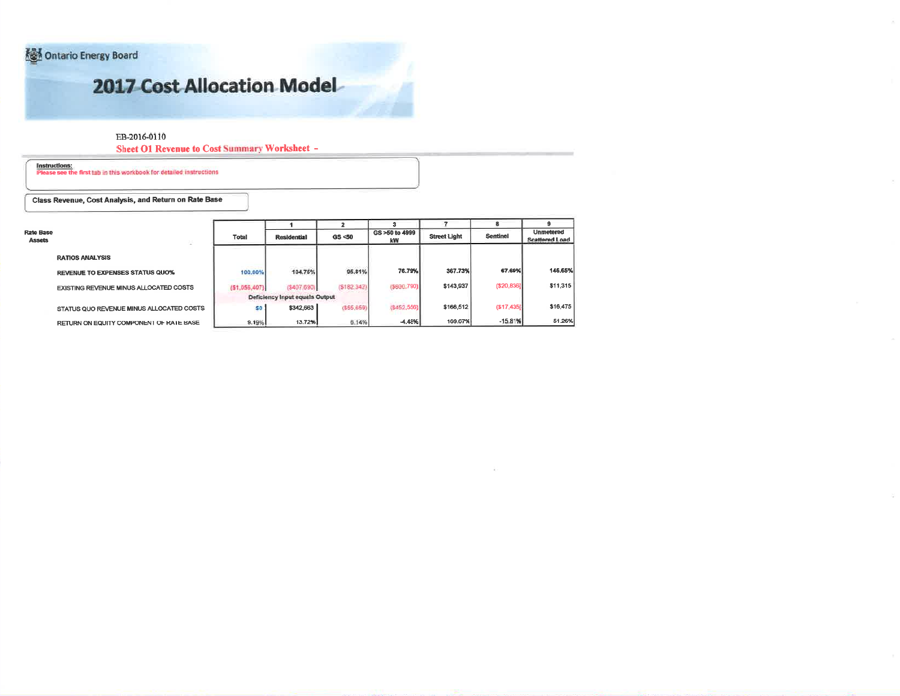Ontario Energy Board

# 2017 Cost Allocation Model

EB-2016-0110

## Sheet O1 Revenue to Cost Summary Worksheet -

**Instructions:**
Please see the first tab in this workbook for detailed instructions

**Class Revenue, Cost Analysis, and Return on Rate Base**

| Rate Base Assets | Total | 1 Residential | 2 GS <50 | 3 GS >50 to 4999 kW | 7 Street Light | 8 Sentinel | 9 Unmetered Scattered Load |
|---|---|---|---|---|---|---|---|
| **RATIOS ANALYSIS** | | | | | | | |
| **REVENUE TO EXPENSES STATUS QUO%** | 100.00% | 104.75% | 95.81% | 76.79% | 367.73% | 67.69% | 146.65% |
| EXISTING REVENUE MINUS ALLOCATED COSTS | ($1,056,407) | ($407,690) | ($182,342) | ($600,790) | $143,937 | ($20,836) | $11,315 |
| | Deficiency Input equals Output | | | | | | |
| STATUS QUO REVENUE MINUS ALLOCATED COSTS | $0 | $342,663 | ($55,659) | ($452,556) | $166,512 | ($17,435) | $16,475 |
| RETURN ON EQUITY COMPONENT OF RATE BASE | 9.19% | 13.72% | 8.14% | -4.48% | 109.07% | -15.81% | 51.26% |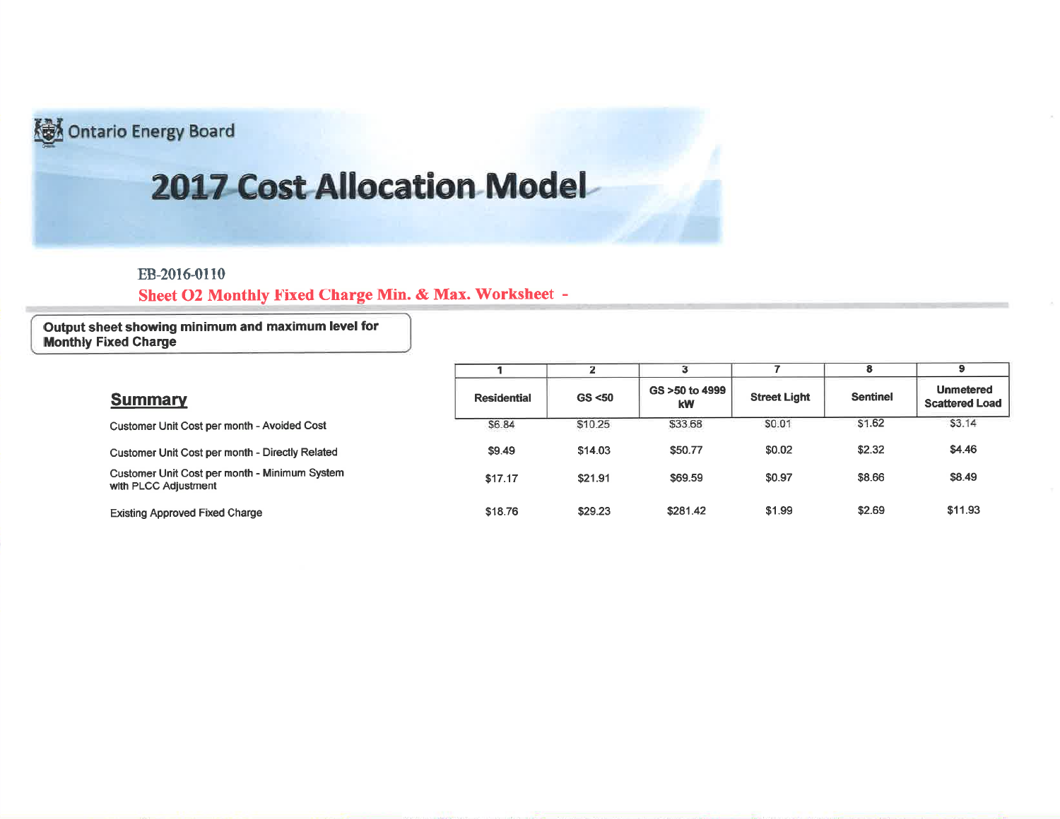Ontario Energy Board

# 2017 Cost Allocation Model

EB-2016-0110

**Sheet O2 Monthly Fixed Charge Min. & Max. Worksheet -**

**Output sheet showing minimum and maximum level for Monthly Fixed Charge**

| | 1 | 2 | 3 | 7 | 8 | 9 |
|---|---|---|---|---|---|---|
| **Summary** | **Residential** | **GS <50** | **GS >50 to 4999 kW** | **Street Light** | **Sentinel** | **Unmetered Scattered Load** |
| Customer Unit Cost per month - Avoided Cost | $6.84 | $10.25 | $33.68 | $0.01 | $1.62 | $3.14 |
| Customer Unit Cost per month - Directly Related | $9.49 | $14.03 | $50.77 | $0.02 | $2.32 | $4.46 |
| Customer Unit Cost per month - Minimum System with PLCC Adjustment | $17.17 | $21.91 | $69.59 | $0.97 | $8.66 | $8.49 |
| Existing Approved Fixed Charge | $18.76 | $29.23 | $281.42 | $1.99 | $2.69 | $11.93 |